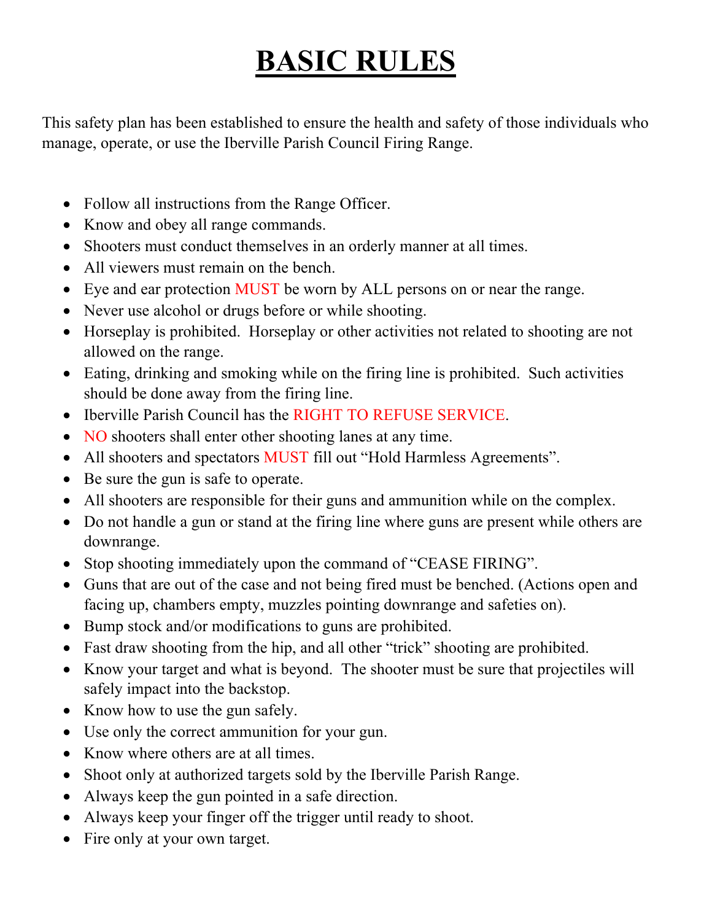# BASIC RULES

This safety plan has been established to ensure the health and safety of those individuals who manage, operate, or use the Iberville Parish Council Firing Range.

- Follow all instructions from the Range Officer.
- Know and obey all range commands.
- Shooters must conduct themselves in an orderly manner at all times.
- All viewers must remain on the bench.
- Eye and ear protection MUST be worn by ALL persons on or near the range.
- Never use alcohol or drugs before or while shooting.
- Horseplay is prohibited. Horseplay or other activities not related to shooting are not allowed on the range.
- Eating, drinking and smoking while on the firing line is prohibited. Such activities should be done away from the firing line.
- Iberville Parish Council has the RIGHT TO REFUSE SERVICE.
- NO shooters shall enter other shooting lanes at any time.
- All shooters and spectators MUST fill out "Hold Harmless Agreements".
- Be sure the gun is safe to operate.
- All shooters are responsible for their guns and ammunition while on the complex.
- Do not handle a gun or stand at the firing line where guns are present while others are downrange.
- Stop shooting immediately upon the command of "CEASE FIRING".
- Guns that are out of the case and not being fired must be benched. (Actions open and facing up, chambers empty, muzzles pointing downrange and safeties on).
- Bump stock and/or modifications to guns are prohibited.
- Fast draw shooting from the hip, and all other "trick" shooting are prohibited.
- Know your target and what is beyond. The shooter must be sure that projectiles will safely impact into the backstop.
- Know how to use the gun safely.
- Use only the correct ammunition for your gun.
- Know where others are at all times.
- Shoot only at authorized targets sold by the Iberville Parish Range.
- Always keep the gun pointed in a safe direction.
- Always keep your finger off the trigger until ready to shoot.
- Fire only at your own target.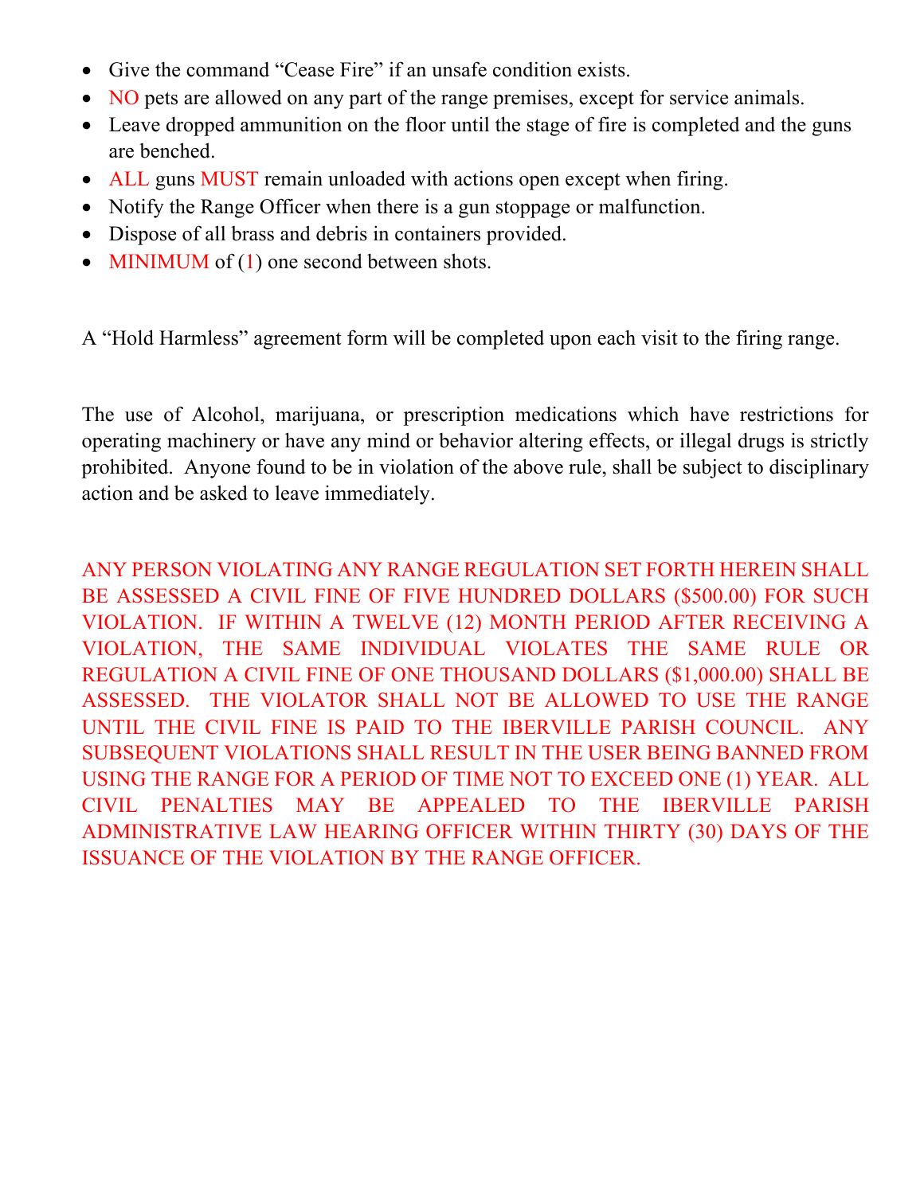- Give the command "Cease Fire" if an unsafe condition exists.
- NO pets are allowed on any part of the range premises, except for service animals.
- Leave dropped ammunition on the floor until the stage of fire is completed and the guns are benched.
- ALL guns MUST remain unloaded with actions open except when firing.
- Notify the Range Officer when there is a gun stoppage or malfunction.
- Dispose of all brass and debris in containers provided.
- MINIMUM of (1) one second between shots.

A "Hold Harmless" agreement form will be completed upon each visit to the firing range.

The use of Alcohol, marijuana, or prescription medications which have restrictions for operating machinery or have any mind or behavior altering effects, or illegal drugs is strictly prohibited. Anyone found to be in violation of the above rule, shall be subject to disciplinary action and be asked to leave immediately.

ANY PERSON VIOLATING ANY RANGE REGULATION SET FORTH HEREIN SHALL BE ASSESSED A CIVIL FINE OF FIVE HUNDRED DOLLARS ($500.00) FOR SUCH VIOLATION. IF WITHIN A TWELVE (12) MONTH PERIOD AFTER RECEIVING A VIOLATION, THE SAME INDIVIDUAL VIOLATES THE SAME RULE OR REGULATION A CIVIL FINE OF ONE THOUSAND DOLLARS ($1,000.00) SHALL BE ASSESSED. THE VIOLATOR SHALL NOT BE ALLOWED TO USE THE RANGE UNTIL THE CIVIL FINE IS PAID TO THE IBERVILLE PARISH COUNCIL. ANY SUBSEQUENT VIOLATIONS SHALL RESULT IN THE USER BEING BANNED FROM USING THE RANGE FOR A PERIOD OF TIME NOT TO EXCEED ONE (1) YEAR. ALL CIVIL PENALTIES MAY BE APPEALED TO THE IBERVILLE PARISH ADMINISTRATIVE LAW HEARING OFFICER WITHIN THIRTY (30) DAYS OF THE ISSUANCE OF THE VIOLATION BY THE RANGE OFFICER.